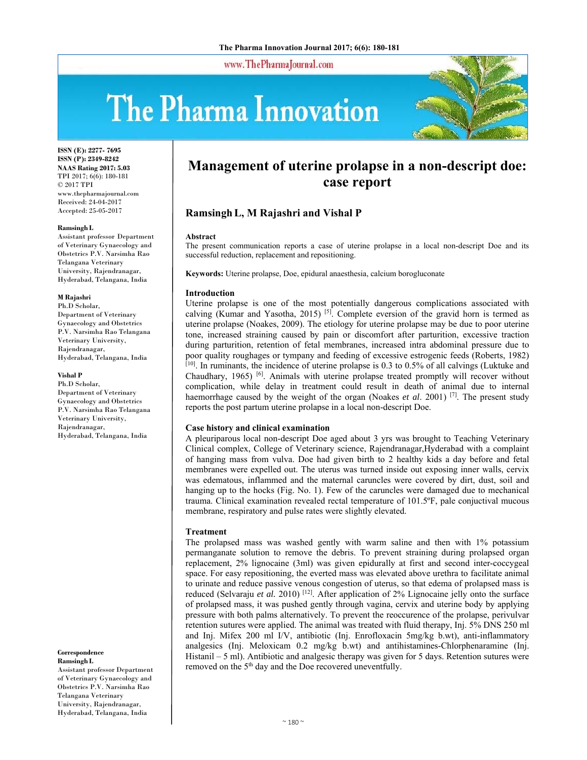ISSN (E): 2277- 7695
ISSN (P): 2349-8242
NAAS Rating 2017: 5.03
TPI 2017; 6(6): 180-181
© 2017 TPI
www.thepharmajournal.com
Received: 24-04-2017
Accepted: 25-05-2017

**Ramsingh L**
Assistant professor Department of Veterinary Gynaecology and Obstetrics P.V. Narsimha Rao Telangana Veterinary University, Rajendranagar, Hyderabad, Telangana, India

**M Rajashri**
Ph.D Scholar, Department of Veterinary Gynaecology and Obstetrics P.V. Narsimha Rao Telangana Veterinary University, Rajendranagar, Hyderabad, Telangana, India

**Vishal P**
Ph.D Scholar, Department of Veterinary Gynaecology and Obstetrics P.V. Narsimha Rao Telangana Veterinary University, Rajendranagar, Hyderabad, Telangana, India

**Correspondence**
**Ramsingh L**
Assistant professor Department of Veterinary Gynaecology and Obstetrics P.V. Narsimha Rao Telangana Veterinary University, Rajendranagar, Hyderabad, Telangana, India

# Management of uterine prolapse in a non-descript doe: case report

**Ramsingh L, M Rajashri and Vishal P**

## Abstract

The present communication reports a case of uterine prolapse in a local non-descript Doe and its successful reduction, replacement and repositioning.

**Keywords:** Uterine prolapse, Doe, epidural anaesthesia, calcium borogluconate

## Introduction

Uterine prolapse is one of the most potentially dangerous complications associated with calving (Kumar and Yasotha, 2015) [5]. Complete eversion of the gravid horn is termed as uterine prolapse (Noakes, 2009). The etiology for uterine prolapse may be due to poor uterine tone, increased straining caused by pain or discomfort after parturition, excessive traction during parturition, retention of fetal membranes, increased intra abdominal pressure due to poor quality roughages or tympany and feeding of excessive estrogenic feeds (Roberts, 1982) [10]. In ruminants, the incidence of uterine prolapse is 0.3 to 0.5% of all calvings (Luktuke and Chaudhary, 1965) [6]. Animals with uterine prolapse treated promptly will recover without complication, while delay in treatment could result in death of animal due to internal haemorrhage caused by the weight of the organ (Noakes *et al*. 2001) [7]. The present study reports the post partum uterine prolapse in a local non-descript Doe.

## Case history and clinical examination

A pleuriparous local non-descript Doe aged about 3 yrs was brought to Teaching Veterinary Clinical complex, College of Veterinary science, Rajendranagar,Hyderabad with a complaint of hanging mass from vulva. Doe had given birth to 2 healthy kids a day before and fetal membranes were expelled out. The uterus was turned inside out exposing inner walls, cervix was edematous, inflammed and the maternal caruncles were covered by dirt, dust, soil and hanging up to the hocks (Fig. No. 1). Few of the caruncles were damaged due to mechanical trauma. Clinical examination revealed rectal temperature of 101.5ºF, pale conjuctival mucous membrane, respiratory and pulse rates were slightly elevated.

## Treatment

The prolapsed mass was washed gently with warm saline and then with 1% potassium permanganate solution to remove the debris. To prevent straining during prolapsed organ replacement, 2% lignocaine (3ml) was given epidurally at first and second inter-coccygeal space. For easy repositioning, the everted mass was elevated above urethra to facilitate animal to urinate and reduce passive venous congestion of uterus, so that edema of prolapsed mass is reduced (Selvaraju *et al.* 2010) [12]. After application of 2% Lignocaine jelly onto the surface of prolapsed mass, it was pushed gently through vagina, cervix and uterine body by applying pressure with both palms alternatively. To prevent the reoccurence of the prolapse, perivulvar retention sutures were applied. The animal was treated with fluid therapy, Inj. 5% DNS 250 ml and Inj. Mifex 200 ml I/V, antibiotic (Inj. Enrofloxacin 5mg/kg b.wt), anti-inflammatory analgesics (Inj. Meloxicam 0.2 mg/kg b.wt) and antihistamines-Chlorphenaramine (Inj. Histanil – 5 ml). Antibiotic and analgesic therapy was given for 5 days. Retention sutures were removed on the 5th day and the Doe recovered uneventfully.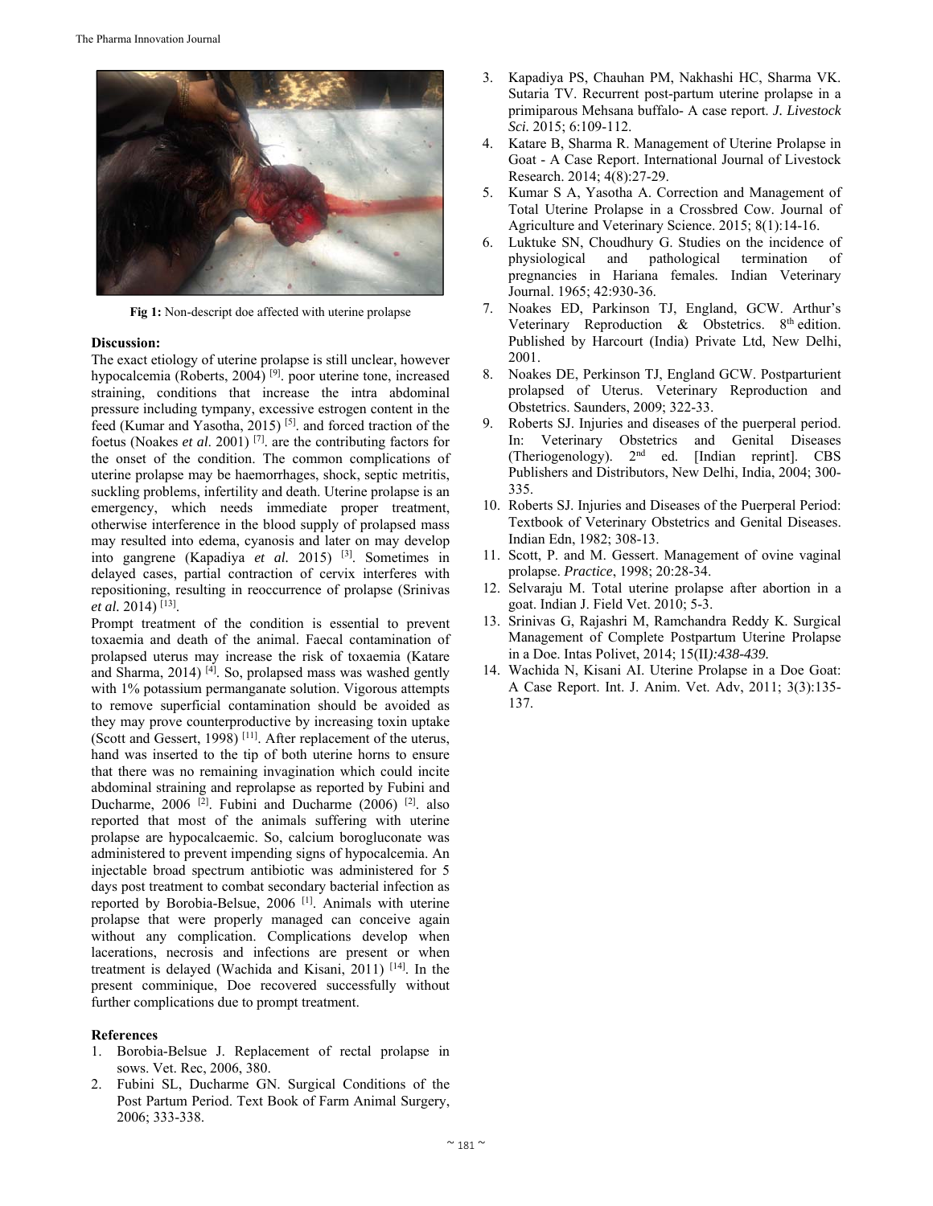Fig 1: Non-descript doe affected with uterine prolapse

## Discussion:

The exact etiology of uterine prolapse is still unclear, however hypocalcemia (Roberts, 2004) [9]. poor uterine tone, increased straining, conditions that increase the intra abdominal pressure including tympany, excessive estrogen content in the feed (Kumar and Yasotha, 2015) [5]. and forced traction of the foetus (Noakes *et al*. 2001) [7]. are the contributing factors for the onset of the condition. The common complications of uterine prolapse may be haemorrhages, shock, septic metritis, suckling problems, infertility and death. Uterine prolapse is an emergency, which needs immediate proper treatment, otherwise interference in the blood supply of prolapsed mass may resulted into edema, cyanosis and later on may develop into gangrene (Kapadiya *et al.* 2015) [3]. Sometimes in delayed cases, partial contraction of cervix interferes with repositioning, resulting in reoccurrence of prolapse (Srinivas *et al.* 2014) [13].

Prompt treatment of the condition is essential to prevent toxaemia and death of the animal. Faecal contamination of prolapsed uterus may increase the risk of toxaemia (Katare and Sharma, 2014) [4]. So, prolapsed mass was washed gently with 1% potassium permanganate solution. Vigorous attempts to remove superficial contamination should be avoided as they may prove counterproductive by increasing toxin uptake (Scott and Gessert, 1998) [11]. After replacement of the uterus, hand was inserted to the tip of both uterine horns to ensure that there was no remaining invagination which could incite abdominal straining and reprolapse as reported by Fubini and Ducharme, 2006 [2]. Fubini and Ducharme (2006) [2]. also reported that most of the animals suffering with uterine prolapse are hypocalcaemic. So, calcium borogluconate was administered to prevent impending signs of hypocalcemia. An injectable broad spectrum antibiotic was administered for 5 days post treatment to combat secondary bacterial infection as reported by Borobia-Belsue, 2006 [1]. Animals with uterine prolapse that were properly managed can conceive again without any complication. Complications develop when lacerations, necrosis and infections are present or when treatment is delayed (Wachida and Kisani, 2011) [14]. In the present comminique, Doe recovered successfully without further complications due to prompt treatment.

## References

1. Borobia-Belsue J. Replacement of rectal prolapse in sows. Vet. Rec, 2006, 380.
2. Fubini SL, Ducharme GN. Surgical Conditions of the Post Partum Period. Text Book of Farm Animal Surgery, 2006; 333-338.
3. Kapadiya PS, Chauhan PM, Nakhashi HC, Sharma VK. Sutaria TV. Recurrent post-partum uterine prolapse in a primiparous Mehsana buffalo- A case report. *J. Livestock Sci.* 2015; 6:109-112.
4. Katare B, Sharma R. Management of Uterine Prolapse in Goat - A Case Report. International Journal of Livestock Research. 2014; 4(8):27-29.
5. Kumar S A, Yasotha A. Correction and Management of Total Uterine Prolapse in a Crossbred Cow. Journal of Agriculture and Veterinary Science. 2015; 8(1):14-16.
6. Luktuke SN, Choudhury G. Studies on the incidence of physiological and pathological termination of pregnancies in Hariana females. Indian Veterinary Journal. 1965; 42:930-36.
7. Noakes ED, Parkinson TJ, England, GCW. Arthur's Veterinary Reproduction & Obstetrics. 8th edition. Published by Harcourt (India) Private Ltd, New Delhi, 2001.
8. Noakes DE, Perkinson TJ, England GCW. Postparturient prolapsed of Uterus. Veterinary Reproduction and Obstetrics. Saunders, 2009; 322-33.
9. Roberts SJ. Injuries and diseases of the puerperal period. In: Veterinary Obstetrics and Genital Diseases (Theriogenology). 2nd ed. [Indian reprint]. CBS Publishers and Distributors, New Delhi, India, 2004; 300-335.
10. Roberts SJ. Injuries and Diseases of the Puerperal Period: Textbook of Veterinary Obstetrics and Genital Diseases. Indian Edn, 1982; 308-13.
11. Scott, P. and M. Gessert. Management of ovine vaginal prolapse. *Practice*, 1998; 20:28-34.
12. Selvaraju M. Total uterine prolapse after abortion in a goat. Indian J. Field Vet. 2010; 5-3.
13. Srinivas G, Rajashri M, Ramchandra Reddy K. Surgical Management of Complete Postpartum Uterine Prolapse in a Doe. Intas Polivet, 2014; 15(II*):438-439.*
14. Wachida N, Kisani AI. Uterine Prolapse in a Doe Goat: A Case Report. Int. J. Anim. Vet. Adv, 2011; 3(3):135-137.